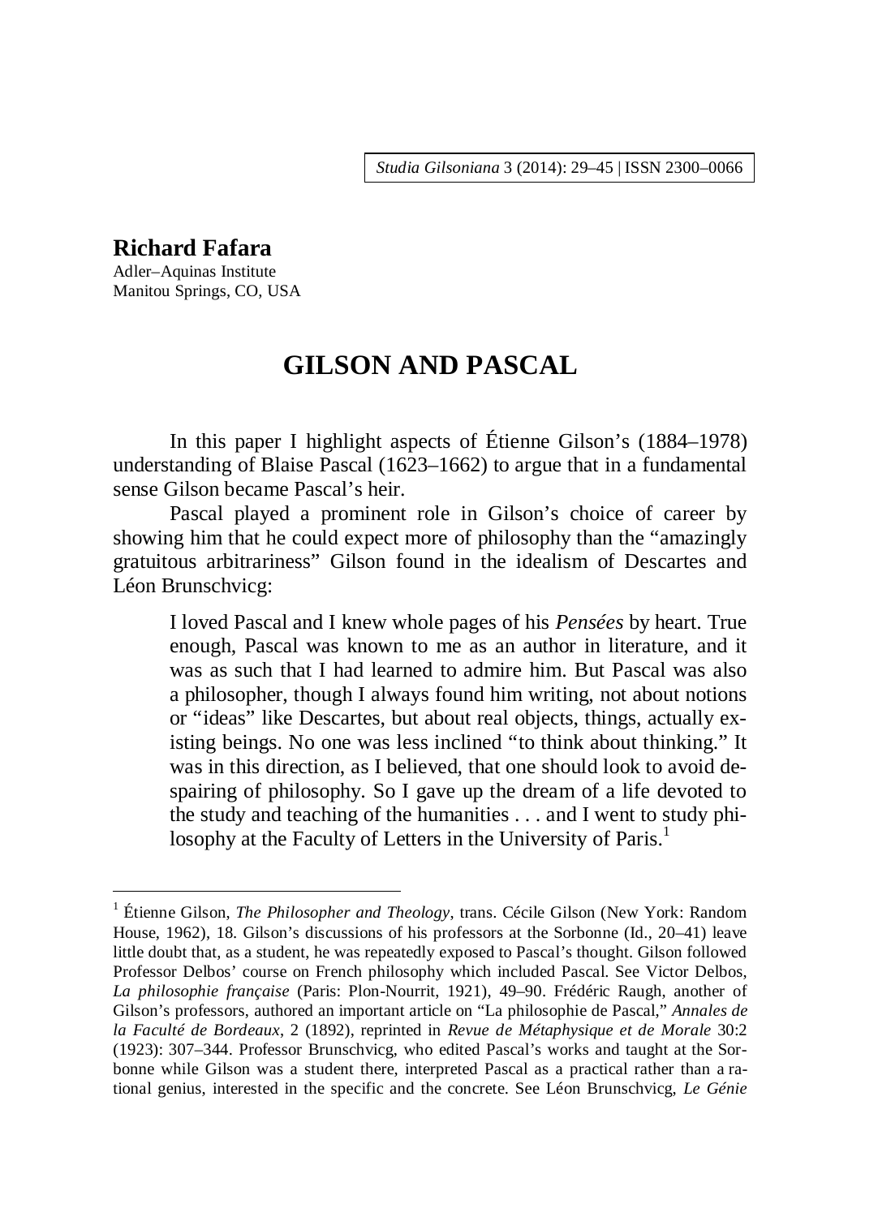**Richard Fafara**
Adler–Aquinas Institute
Manitou Springs, CO, USA

# GILSON AND PASCAL

In this paper I highlight aspects of Étienne Gilson's (1884–1978) understanding of Blaise Pascal (1623–1662) to argue that in a fundamental sense Gilson became Pascal's heir.

Pascal played a prominent role in Gilson's choice of career by showing him that he could expect more of philosophy than the "amazingly gratuitous arbitrariness" Gilson found in the idealism of Descartes and Léon Brunschvicg:

> I loved Pascal and I knew whole pages of his *Pensées* by heart. True enough, Pascal was known to me as an author in literature, and it was as such that I had learned to admire him. But Pascal was also a philosopher, though I always found him writing, not about notions or "ideas" like Descartes, but about real objects, things, actually existing beings. No one was less inclined "to think about thinking." It was in this direction, as I believed, that one should look to avoid despairing of philosophy. So I gave up the dream of a life devoted to the study and teaching of the humanities . . . and I went to study philosophy at the Faculty of Letters in the University of Paris.[1]

---

[1] Étienne Gilson, *The Philosopher and Theology*, trans. Cécile Gilson (New York: Random House, 1962), 18. Gilson's discussions of his professors at the Sorbonne (Id., 20–41) leave little doubt that, as a student, he was repeatedly exposed to Pascal's thought. Gilson followed Professor Delbos' course on French philosophy which included Pascal. See Victor Delbos, *La philosophie française* (Paris: Plon-Nourrit, 1921), 49–90. Frédéric Raugh, another of Gilson's professors, authored an important article on "La philosophie de Pascal," *Annales de la Faculté de Bordeaux*, 2 (1892), reprinted in *Revue de Métaphysique et de Morale* 30:2 (1923): 307–344. Professor Brunschvicg, who edited Pascal's works and taught at the Sorbonne while Gilson was a student there, interpreted Pascal as a practical rather than a rational genius, interested in the specific and the concrete. See Léon Brunschvicg, *Le Génie*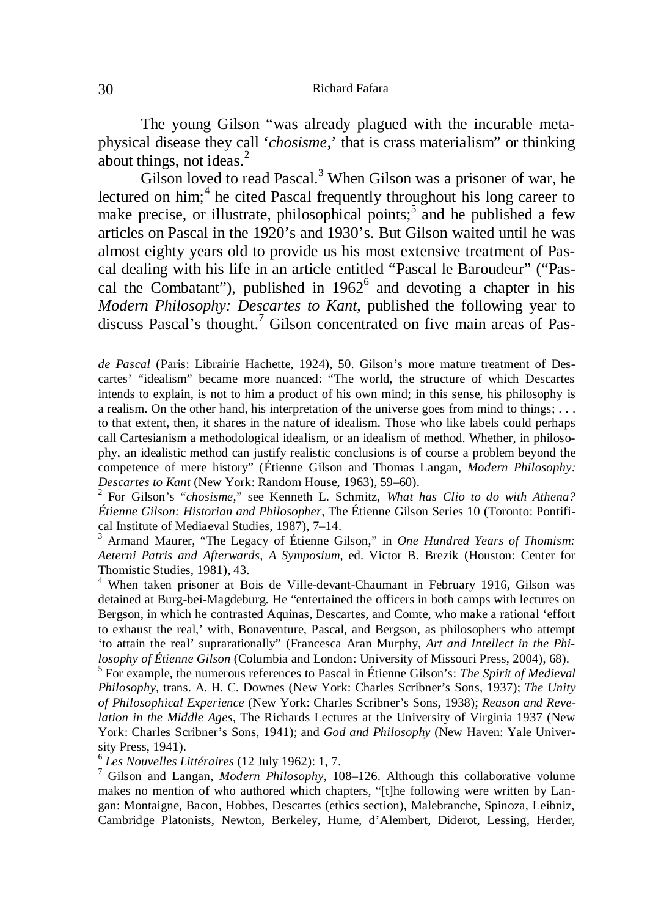The young Gilson "was already plagued with the incurable metaphysical disease they call '*chosisme*,' that is crass materialism" or thinking about things, not ideas.[2]

Gilson loved to read Pascal.[3] When Gilson was a prisoner of war, he lectured on him;[4] he cited Pascal frequently throughout his long career to make precise, or illustrate, philosophical points;[5] and he published a few articles on Pascal in the 1920's and 1930's. But Gilson waited until he was almost eighty years old to provide us his most extensive treatment of Pascal dealing with his life in an article entitled "Pascal le Baroudeur" ("Pascal the Combatant"), published in 1962[6] and devoting a chapter in his *Modern Philosophy: Descartes to Kant*, published the following year to discuss Pascal's thought.[7] Gilson concentrated on five main areas of Pas-

---

*de Pascal* (Paris: Librairie Hachette, 1924), 50. Gilson's more mature treatment of Descartes' "idealism" became more nuanced: "The world, the structure of which Descartes intends to explain, is not to him a product of his own mind; in this sense, his philosophy is a realism. On the other hand, his interpretation of the universe goes from mind to things; . . . to that extent, then, it shares in the nature of idealism. Those who like labels could perhaps call Cartesianism a methodological idealism, or an idealism of method. Whether, in philosophy, an idealistic method can justify realistic conclusions is of course a problem beyond the competence of mere history" (Étienne Gilson and Thomas Langan, *Modern Philosophy: Descartes to Kant* (New York: Random House, 1963), 59–60).

[2] For Gilson's "*chosisme*," see Kenneth L. Schmitz, *What has Clio to do with Athena? Étienne Gilson: Historian and Philosopher*, The Étienne Gilson Series 10 (Toronto: Pontifical Institute of Mediaeval Studies, 1987), 7–14.

[3] Armand Maurer, "The Legacy of Étienne Gilson," in *One Hundred Years of Thomism: Aeterni Patris and Afterwards, A Symposium*, ed. Victor B. Brezik (Houston: Center for Thomistic Studies, 1981), 43.

[4] When taken prisoner at Bois de Ville-devant-Chaumant in February 1916, Gilson was detained at Burg-bei-Magdeburg. He "entertained the officers in both camps with lectures on Bergson, in which he contrasted Aquinas, Descartes, and Comte, who make a rational 'effort to exhaust the real,' with, Bonaventure, Pascal, and Bergson, as philosophers who attempt 'to attain the real' suprarationally" (Francesca Aran Murphy, *Art and Intellect in the Philosophy of Étienne Gilson* (Columbia and London: University of Missouri Press, 2004), 68).

[5] For example, the numerous references to Pascal in Étienne Gilson's: *The Spirit of Medieval Philosophy*, trans. A. H. C. Downes (New York: Charles Scribner's Sons, 1937); *The Unity of Philosophical Experience* (New York: Charles Scribner's Sons, 1938); *Reason and Revelation in the Middle Ages*, The Richards Lectures at the University of Virginia 1937 (New York: Charles Scribner's Sons, 1941); and *God and Philosophy* (New Haven: Yale University Press, 1941).

[6] *Les Nouvelles Littéraires* (12 July 1962): 1, 7.

[7] Gilson and Langan, *Modern Philosophy*, 108–126. Although this collaborative volume makes no mention of who authored which chapters, "[t]he following were written by Langan: Montaigne, Bacon, Hobbes, Descartes (ethics section), Malebranche, Spinoza, Leibniz, Cambridge Platonists, Newton, Berkeley, Hume, d'Alembert, Diderot, Lessing, Herder,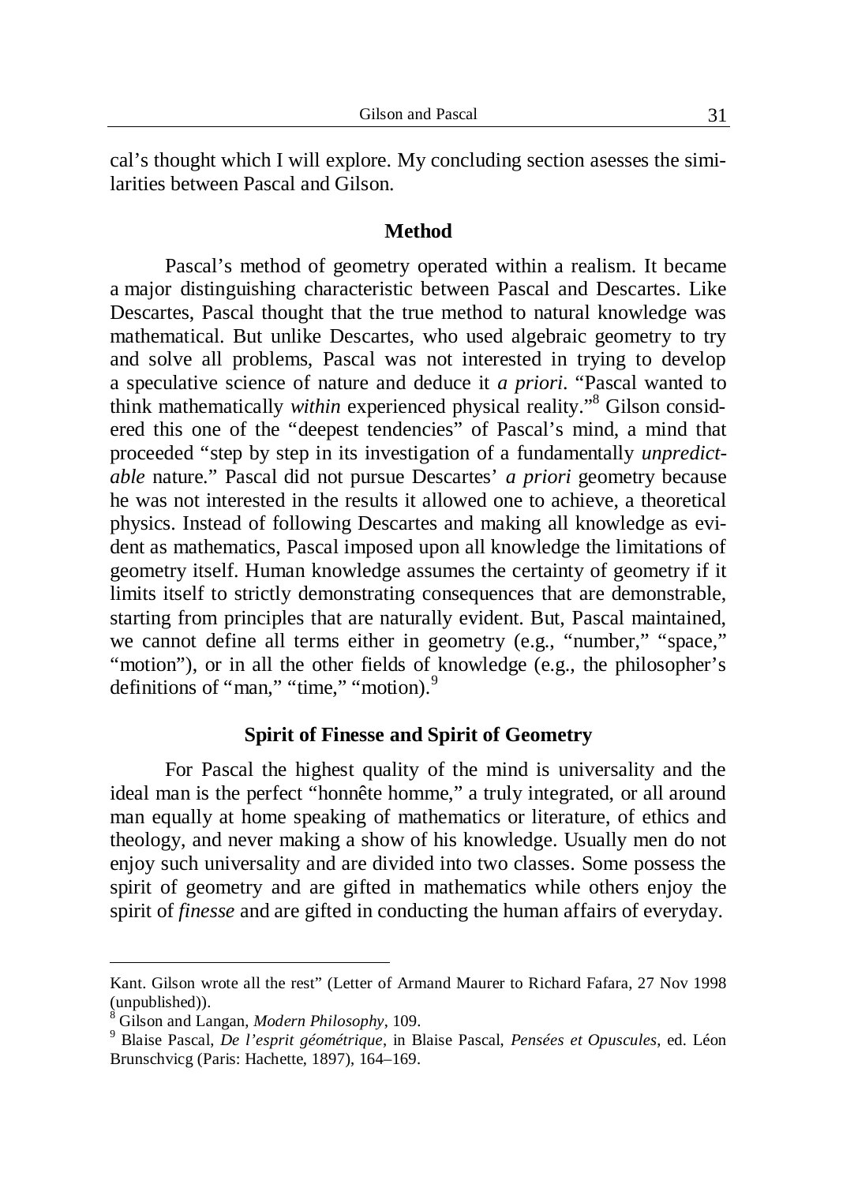cal's thought which I will explore. My concluding section asesses the similarities between Pascal and Gilson.

## Method

Pascal's method of geometry operated within a realism. It became a major distinguishing characteristic between Pascal and Descartes. Like Descartes, Pascal thought that the true method to natural knowledge was mathematical. But unlike Descartes, who used algebraic geometry to try and solve all problems, Pascal was not interested in trying to develop a speculative science of nature and deduce it *a priori*. "Pascal wanted to think mathematically *within* experienced physical reality."[8] Gilson considered this one of the "deepest tendencies" of Pascal's mind, a mind that proceeded "step by step in its investigation of a fundamentally *unpredictable* nature." Pascal did not pursue Descartes' *a priori* geometry because he was not interested in the results it allowed one to achieve, a theoretical physics. Instead of following Descartes and making all knowledge as evident as mathematics, Pascal imposed upon all knowledge the limitations of geometry itself. Human knowledge assumes the certainty of geometry if it limits itself to strictly demonstrating consequences that are demonstrable, starting from principles that are naturally evident. But, Pascal maintained, we cannot define all terms either in geometry (e.g., "number," "space," "motion"), or in all the other fields of knowledge (e.g., the philosopher's definitions of "man," "time," "motion).[9]

## Spirit of Finesse and Spirit of Geometry

For Pascal the highest quality of the mind is universality and the ideal man is the perfect "honnête homme," a truly integrated, or all around man equally at home speaking of mathematics or literature, of ethics and theology, and never making a show of his knowledge. Usually men do not enjoy such universality and are divided into two classes. Some possess the spirit of geometry and are gifted in mathematics while others enjoy the spirit of *finesse* and are gifted in conducting the human affairs of everyday.

---

Kant. Gilson wrote all the rest" (Letter of Armand Maurer to Richard Fafara, 27 Nov 1998 (unpublished)).

[8] Gilson and Langan, *Modern Philosophy*, 109.

[9] Blaise Pascal, *De l'esprit géométrique*, in Blaise Pascal, *Pensées et Opuscules*, ed. Léon Brunschvicg (Paris: Hachette, 1897), 164–169.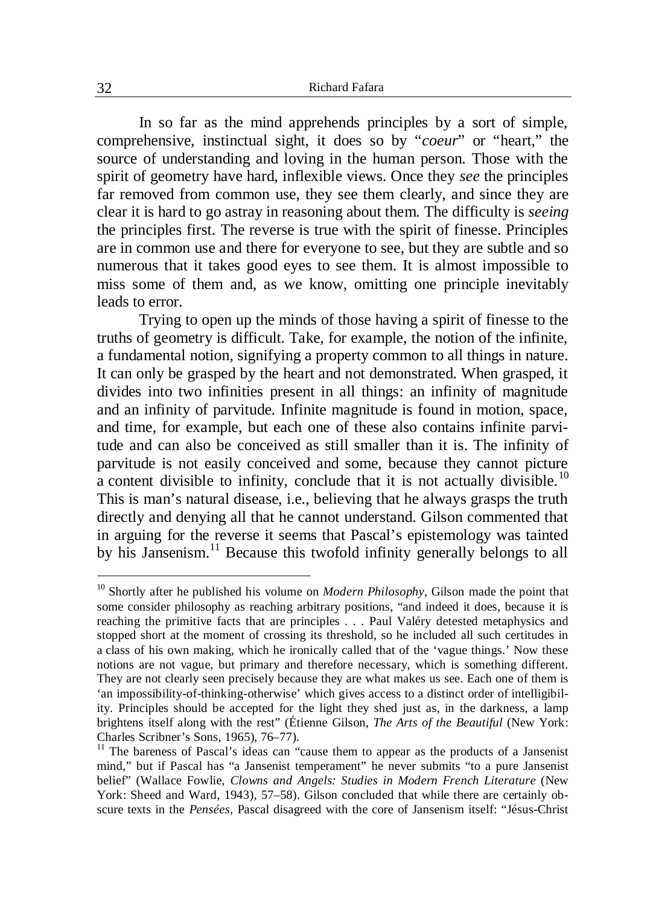In so far as the mind apprehends principles by a sort of simple, comprehensive, instinctual sight, it does so by "*coeur*" or "heart," the source of understanding and loving in the human person. Those with the spirit of geometry have hard, inflexible views. Once they *see* the principles far removed from common use, they see them clearly, and since they are clear it is hard to go astray in reasoning about them. The difficulty is *seeing* the principles first. The reverse is true with the spirit of finesse. Principles are in common use and there for everyone to see, but they are subtle and so numerous that it takes good eyes to see them. It is almost impossible to miss some of them and, as we know, omitting one principle inevitably leads to error.

Trying to open up the minds of those having a spirit of finesse to the truths of geometry is difficult. Take, for example, the notion of the infinite, a fundamental notion, signifying a property common to all things in nature. It can only be grasped by the heart and not demonstrated. When grasped, it divides into two infinities present in all things: an infinity of magnitude and an infinity of parvitude. Infinite magnitude is found in motion, space, and time, for example, but each one of these also contains infinite parvitude and can also be conceived as still smaller than it is. The infinity of parvitude is not easily conceived and some, because they cannot picture a content divisible to infinity, conclude that it is not actually divisible.[10] This is man's natural disease, i.e., believing that he always grasps the truth directly and denying all that he cannot understand. Gilson commented that in arguing for the reverse it seems that Pascal's epistemology was tainted by his Jansenism.[11] Because this twofold infinity generally belongs to all

---

[10] Shortly after he published his volume on *Modern Philosophy*, Gilson made the point that some consider philosophy as reaching arbitrary positions, "and indeed it does, because it is reaching the primitive facts that are principles . . . Paul Valéry detested metaphysics and stopped short at the moment of crossing its threshold, so he included all such certitudes in a class of his own making, which he ironically called that of the 'vague things.' Now these notions are not vague, but primary and therefore necessary, which is something different. They are not clearly seen precisely because they are what makes us see. Each one of them is 'an impossibility-of-thinking-otherwise' which gives access to a distinct order of intelligibility. Principles should be accepted for the light they shed just as, in the darkness, a lamp brightens itself along with the rest" (Étienne Gilson, *The Arts of the Beautiful* (New York: Charles Scribner's Sons, 1965), 76–77).

[11] The bareness of Pascal's ideas can "cause them to appear as the products of a Jansenist mind," but if Pascal has "a Jansenist temperament" he never submits "to a pure Jansenist belief" (Wallace Fowlie, *Clowns and Angels: Studies in Modern French Literature* (New York: Sheed and Ward, 1943), 57–58). Gilson concluded that while there are certainly obscure texts in the *Pensées*, Pascal disagreed with the core of Jansenism itself: "Jésus-Christ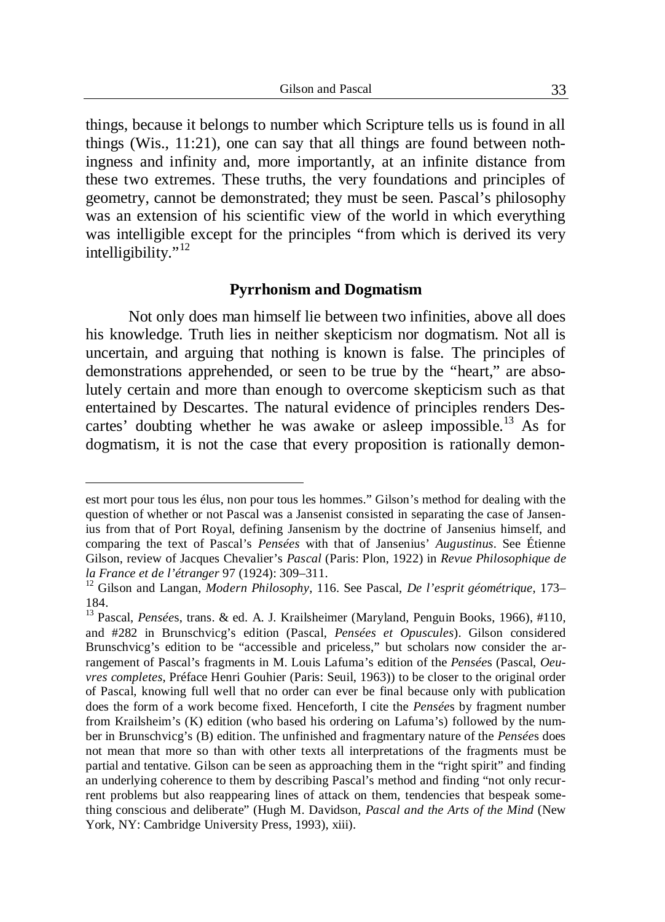things, because it belongs to number which Scripture tells us is found in all things (Wis., 11:21), one can say that all things are found between nothingness and infinity and, more importantly, at an infinite distance from these two extremes. These truths, the very foundations and principles of geometry, cannot be demonstrated; they must be seen. Pascal's philosophy was an extension of his scientific view of the world in which everything was intelligible except for the principles "from which is derived its very intelligibility."[12]

### Pyrrhonism and Dogmatism

Not only does man himself lie between two infinities, above all does his knowledge. Truth lies in neither skepticism nor dogmatism. Not all is uncertain, and arguing that nothing is known is false. The principles of demonstrations apprehended, or seen to be true by the "heart," are absolutely certain and more than enough to overcome skepticism such as that entertained by Descartes. The natural evidence of principles renders Descartes' doubting whether he was awake or asleep impossible.[13] As for dogmatism, it is not the case that every proposition is rationally demon-

---

est mort pour tous les élus, non pour tous les hommes." Gilson's method for dealing with the question of whether or not Pascal was a Jansenist consisted in separating the case of Jansenius from that of Port Royal, defining Jansenism by the doctrine of Jansenius himself, and comparing the text of Pascal's *Pensées* with that of Jansenius' *Augustinus*. See Étienne Gilson, review of Jacques Chevalier's *Pascal* (Paris: Plon, 1922) in *Revue Philosophique de la France et de l'étranger* 97 (1924): 309–311.

[12] Gilson and Langan, *Modern Philosophy*, 116. See Pascal, *De l'esprit géométrique*, 173–184.

[13] Pascal, *Pensées*, trans. & ed. A. J. Krailsheimer (Maryland, Penguin Books, 1966), #110, and #282 in Brunschvicg's edition (Pascal, *Pensées et Opuscules*). Gilson considered Brunschvicg's edition to be "accessible and priceless," but scholars now consider the arrangement of Pascal's fragments in M. Louis Lafuma's edition of the *Pensées* (Pascal, *Oeuvres completes*, Préface Henri Gouhier (Paris: Seuil, 1963)) to be closer to the original order of Pascal, knowing full well that no order can ever be final because only with publication does the form of a work become fixed. Henceforth, I cite the *Pensées* by fragment number from Krailsheim's (K) edition (who based his ordering on Lafuma's) followed by the number in Brunschvicg's (B) edition. The unfinished and fragmentary nature of the *Pensées* does not mean that more so than with other texts all interpretations of the fragments must be partial and tentative. Gilson can be seen as approaching them in the "right spirit" and finding an underlying coherence to them by describing Pascal's method and finding "not only recurrent problems but also reappearing lines of attack on them, tendencies that bespeak something conscious and deliberate" (Hugh M. Davidson, *Pascal and the Arts of the Mind* (New York, NY: Cambridge University Press, 1993), xiii).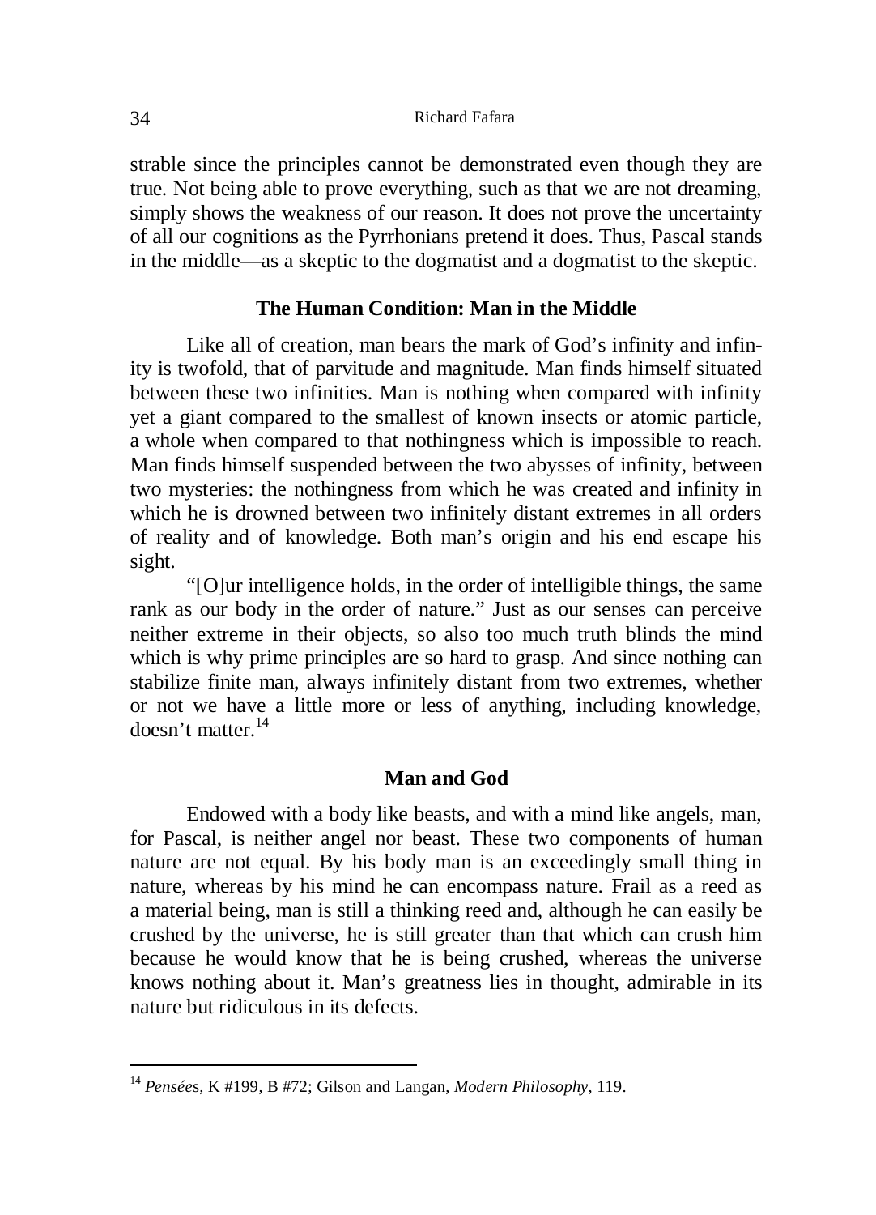strable since the principles cannot be demonstrated even though they are true. Not being able to prove everything, such as that we are not dreaming, simply shows the weakness of our reason. It does not prove the uncertainty of all our cognitions as the Pyrrhonians pretend it does. Thus, Pascal stands in the middle—as a skeptic to the dogmatist and a dogmatist to the skeptic.

### The Human Condition: Man in the Middle

Like all of creation, man bears the mark of God's infinity and infinity is twofold, that of parvitude and magnitude. Man finds himself situated between these two infinities. Man is nothing when compared with infinity yet a giant compared to the smallest of known insects or atomic particle, a whole when compared to that nothingness which is impossible to reach. Man finds himself suspended between the two abysses of infinity, between two mysteries: the nothingness from which he was created and infinity in which he is drowned between two infinitely distant extremes in all orders of reality and of knowledge. Both man's origin and his end escape his sight.

"[O]ur intelligence holds, in the order of intelligible things, the same rank as our body in the order of nature." Just as our senses can perceive neither extreme in their objects, so also too much truth blinds the mind which is why prime principles are so hard to grasp. And since nothing can stabilize finite man, always infinitely distant from two extremes, whether or not we have a little more or less of anything, including knowledge, doesn't matter.[14]

### Man and God

Endowed with a body like beasts, and with a mind like angels, man, for Pascal, is neither angel nor beast. These two components of human nature are not equal. By his body man is an exceedingly small thing in nature, whereas by his mind he can encompass nature. Frail as a reed as a material being, man is still a thinking reed and, although he can easily be crushed by the universe, he is still greater than that which can crush him because he would know that he is being crushed, whereas the universe knows nothing about it. Man's greatness lies in thought, admirable in its nature but ridiculous in its defects.

---

[14] *Pensées*, K #199, B #72; Gilson and Langan, *Modern Philosophy*, 119.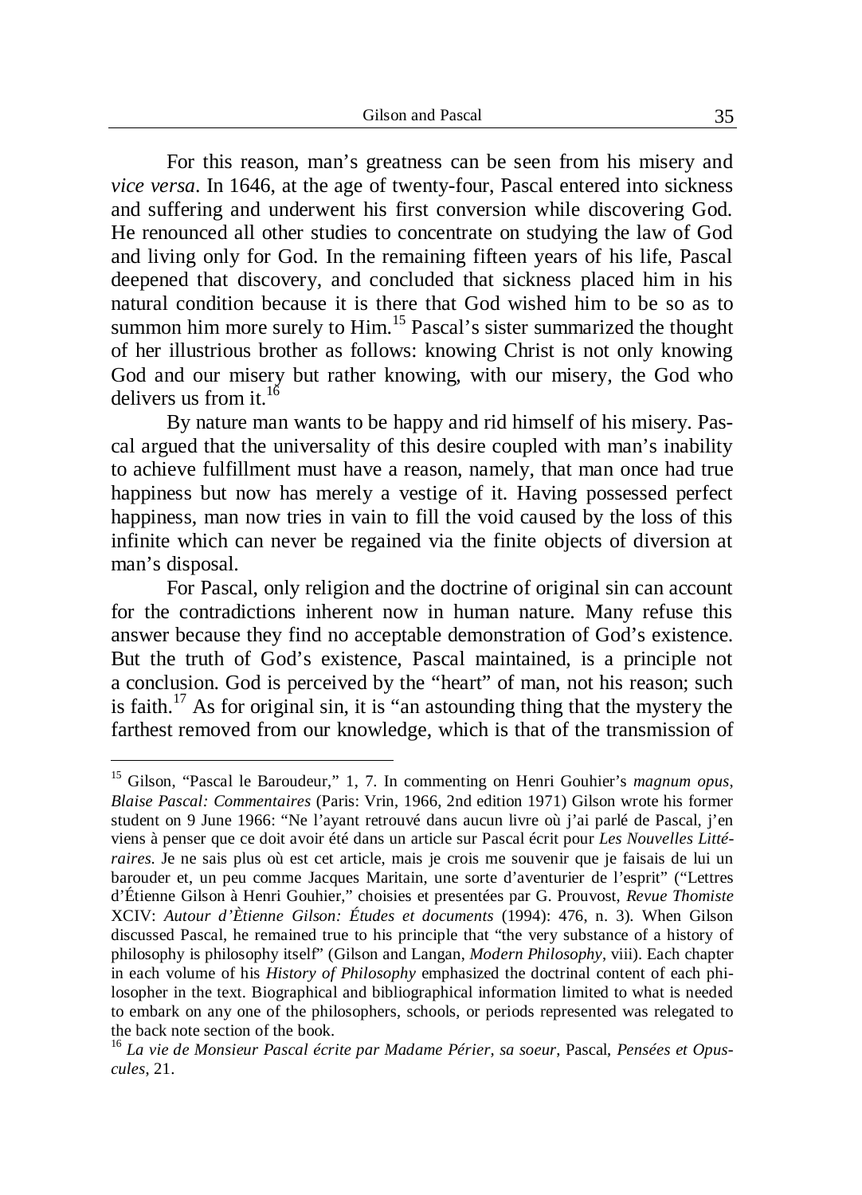For this reason, man's greatness can be seen from his misery and *vice versa*. In 1646, at the age of twenty-four, Pascal entered into sickness and suffering and underwent his first conversion while discovering God. He renounced all other studies to concentrate on studying the law of God and living only for God. In the remaining fifteen years of his life, Pascal deepened that discovery, and concluded that sickness placed him in his natural condition because it is there that God wished him to be so as to summon him more surely to Him.[15] Pascal's sister summarized the thought of her illustrious brother as follows: knowing Christ is not only knowing God and our misery but rather knowing, with our misery, the God who delivers us from it.[16]

By nature man wants to be happy and rid himself of his misery. Pascal argued that the universality of this desire coupled with man's inability to achieve fulfillment must have a reason, namely, that man once had true happiness but now has merely a vestige of it. Having possessed perfect happiness, man now tries in vain to fill the void caused by the loss of this infinite which can never be regained via the finite objects of diversion at man's disposal.

For Pascal, only religion and the doctrine of original sin can account for the contradictions inherent now in human nature. Many refuse this answer because they find no acceptable demonstration of God's existence. But the truth of God's existence, Pascal maintained, is a principle not a conclusion. God is perceived by the "heart" of man, not his reason; such is faith.[17] As for original sin, it is "an astounding thing that the mystery the farthest removed from our knowledge, which is that of the transmission of

---

[15] Gilson, "Pascal le Baroudeur," 1, 7. In commenting on Henri Gouhier's *magnum opus*, *Blaise Pascal: Commentaires* (Paris: Vrin, 1966, 2nd edition 1971) Gilson wrote his former student on 9 June 1966: "Ne l'ayant retrouvé dans aucun livre où j'ai parlé de Pascal, j'en viens à penser que ce doit avoir été dans un article sur Pascal écrit pour *Les Nouvelles Littéraires*. Je ne sais plus où est cet article, mais je crois me souvenir que je faisais de lui un barouder et, un peu comme Jacques Maritain, une sorte d'aventurier de l'esprit" ("Lettres d'Étienne Gilson à Henri Gouhier," choisies et presentées par G. Prouvost, *Revue Thomiste* XCIV: *Autour d'Ètienne Gilson: Études et documents* (1994): 476, n. 3). When Gilson discussed Pascal, he remained true to his principle that "the very substance of a history of philosophy is philosophy itself" (Gilson and Langan, *Modern Philosophy*, viii). Each chapter in each volume of his *History of Philosophy* emphasized the doctrinal content of each philosopher in the text. Biographical and bibliographical information limited to what is needed to embark on any one of the philosophers, schools, or periods represented was relegated to the back note section of the book.

[16] *La vie de Monsieur Pascal écrite par Madame Périer, sa soeur*, Pascal, *Pensées et Opuscules*, 21.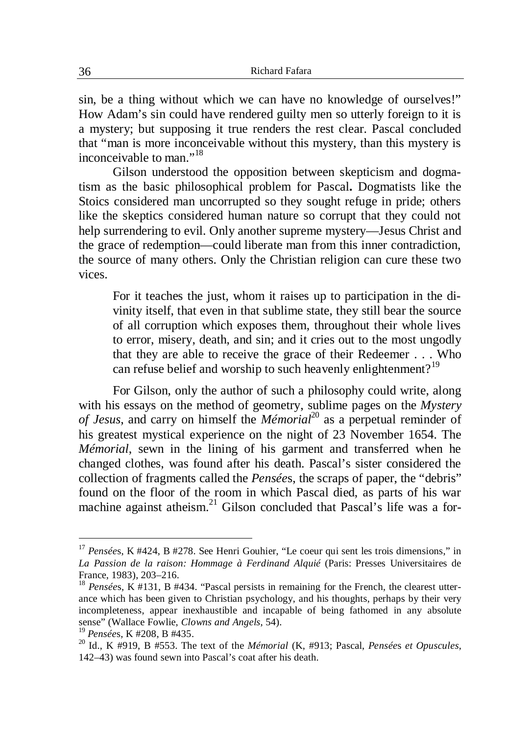sin, be a thing without which we can have no knowledge of ourselves!" How Adam's sin could have rendered guilty men so utterly foreign to it is a mystery; but supposing it true renders the rest clear. Pascal concluded that "man is more inconceivable without this mystery, than this mystery is inconceivable to man."[18]

Gilson understood the opposition between skepticism and dogmatism as the basic philosophical problem for Pascal**.** Dogmatists like the Stoics considered man uncorrupted so they sought refuge in pride; others like the skeptics considered human nature so corrupt that they could not help surrendering to evil. Only another supreme mystery—Jesus Christ and the grace of redemption—could liberate man from this inner contradiction, the source of many others. Only the Christian religion can cure these two vices.

> For it teaches the just, whom it raises up to participation in the divinity itself, that even in that sublime state, they still bear the source of all corruption which exposes them, throughout their whole lives to error, misery, death, and sin; and it cries out to the most ungodly that they are able to receive the grace of their Redeemer . . . Who can refuse belief and worship to such heavenly enlightenment?[19]

For Gilson, only the author of such a philosophy could write, along with his essays on the method of geometry, sublime pages on the *Mystery of Jesus*, and carry on himself the *Mémorial*[20] as a perpetual reminder of his greatest mystical experience on the night of 23 November 1654. The *Mémorial*, sewn in the lining of his garment and transferred when he changed clothes, was found after his death. Pascal's sister considered the collection of fragments called the *Pensée*s, the scraps of paper, the "debris" found on the floor of the room in which Pascal died, as parts of his war machine against atheism.[21] Gilson concluded that Pascal's life was a for-

---

[17] *Pensée*s, K #424, B #278. See Henri Gouhier, "Le coeur qui sent les trois dimensions," in *La Passion de la raison: Hommage à Ferdinand Alquié* (Paris: Presses Universitaires de France, 1983), 203–216.

[18] *Pensée*s, K #131, B #434. "Pascal persists in remaining for the French, the clearest utterance which has been given to Christian psychology, and his thoughts, perhaps by their very incompleteness, appear inexhaustible and incapable of being fathomed in any absolute sense" (Wallace Fowlie, *Clowns and Angels*, 54).

[19] *Pensée*s, K #208, B #435.

[20] Id., K #919, B #553. The text of the *Mémorial* (K, #913; Pascal, *Pensée*s *et Opuscules*, 142–43) was found sewn into Pascal's coat after his death.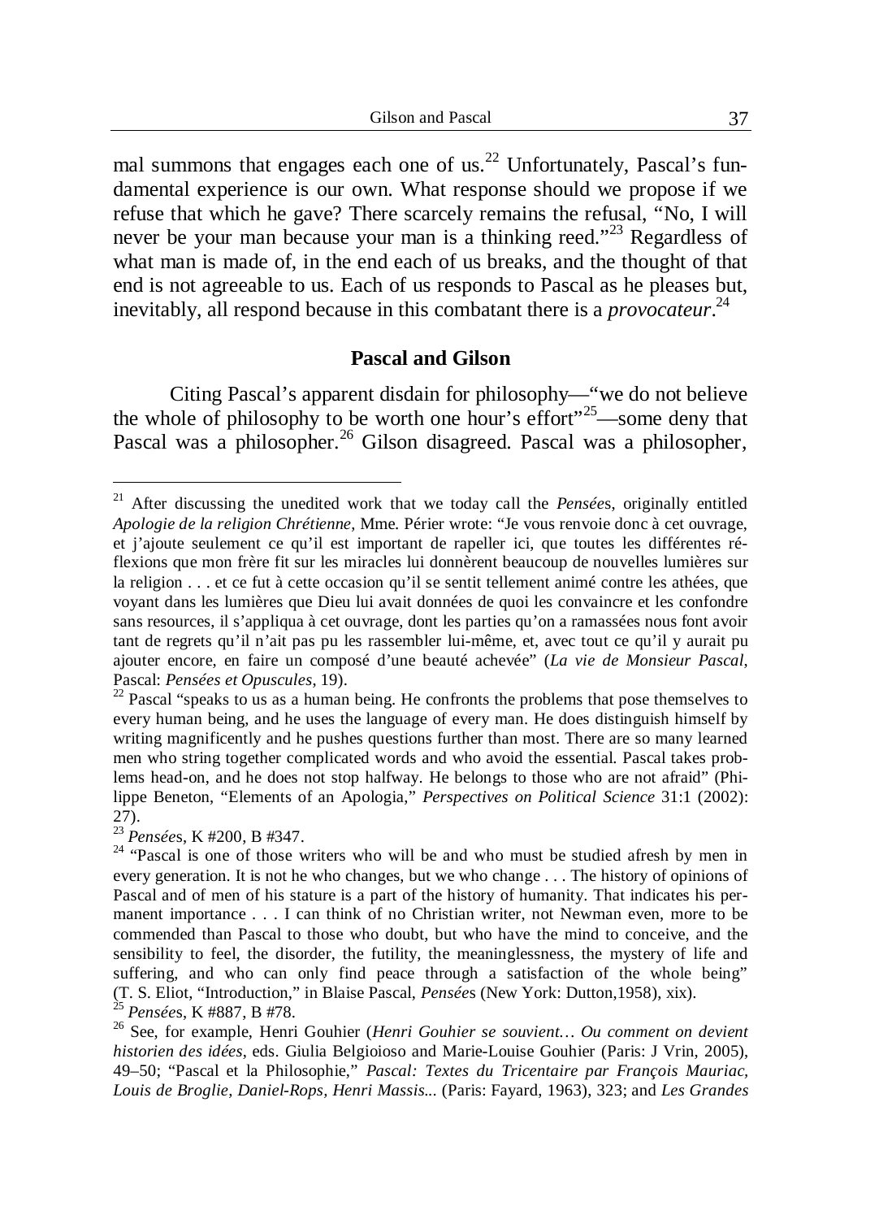mal summons that engages each one of us.[22] Unfortunately, Pascal's fundamental experience is our own. What response should we propose if we refuse that which he gave? There scarcely remains the refusal, "No, I will never be your man because your man is a thinking reed."[23] Regardless of what man is made of, in the end each of us breaks, and the thought of that end is not agreeable to us. Each of us responds to Pascal as he pleases but, inevitably, all respond because in this combatant there is a *provocateur*.[24]

### Pascal and Gilson

Citing Pascal's apparent disdain for philosophy—"we do not believe the whole of philosophy to be worth one hour's effort"[25]—some deny that Pascal was a philosopher.[26] Gilson disagreed. Pascal was a philosopher,

---

[21] After discussing the unedited work that we today call the *Pensées*, originally entitled *Apologie de la religion Chrétienne*, Mme. Périer wrote: "Je vous renvoie donc à cet ouvrage, et j'ajoute seulement ce qu'il est important de rapeller ici, que toutes les différentes réflexions que mon frère fit sur les miracles lui donnèrent beaucoup de nouvelles lumières sur la religion . . . et ce fut à cette occasion qu'il se sentit tellement animé contre les athées, que voyant dans les lumières que Dieu lui avait données de quoi les convaincre et les confondre sans resources, il s'appliqua à cet ouvrage, dont les parties qu'on a ramassées nous font avoir tant de regrets qu'il n'ait pas pu les rassembler lui-même, et, avec tout ce qu'il y aurait pu ajouter encore, en faire un composé d'une beauté achevée" (*La vie de Monsieur Pascal*, Pascal: *Pensées et Opuscules*, 19).

[22] Pascal "speaks to us as a human being. He confronts the problems that pose themselves to every human being, and he uses the language of every man. He does distinguish himself by writing magnificently and he pushes questions further than most. There are so many learned men who string together complicated words and who avoid the essential. Pascal takes problems head-on, and he does not stop halfway. He belongs to those who are not afraid" (Philippe Beneton, "Elements of an Apologia," *Perspectives on Political Science* 31:1 (2002): 27).

[23] *Pensée*s, K #200, B #347.

[24] "Pascal is one of those writers who will be and who must be studied afresh by men in every generation. It is not he who changes, but we who change . . . The history of opinions of Pascal and of men of his stature is a part of the history of humanity. That indicates his permanent importance . . . I can think of no Christian writer, not Newman even, more to be commended than Pascal to those who doubt, but who have the mind to conceive, and the sensibility to feel, the disorder, the futility, the meaninglessness, the mystery of life and suffering, and who can only find peace through a satisfaction of the whole being" (T. S. Eliot, "Introduction," in Blaise Pascal, *Pensée*s (New York: Dutton,1958), xix).

[25] *Pensée*s, K #887, B #78.

[26] See, for example, Henri Gouhier (*Henri Gouhier se souvient… Ou comment on devient historien des idées*, eds. Giulia Belgioioso and Marie-Louise Gouhier (Paris: J Vrin, 2005), 49–50; "Pascal et la Philosophie," *Pascal: Textes du Tricentaire par François Mauriac, Louis de Broglie, Daniel-Rops, Henri Massis...* (Paris: Fayard, 1963), 323; and *Les Grandes*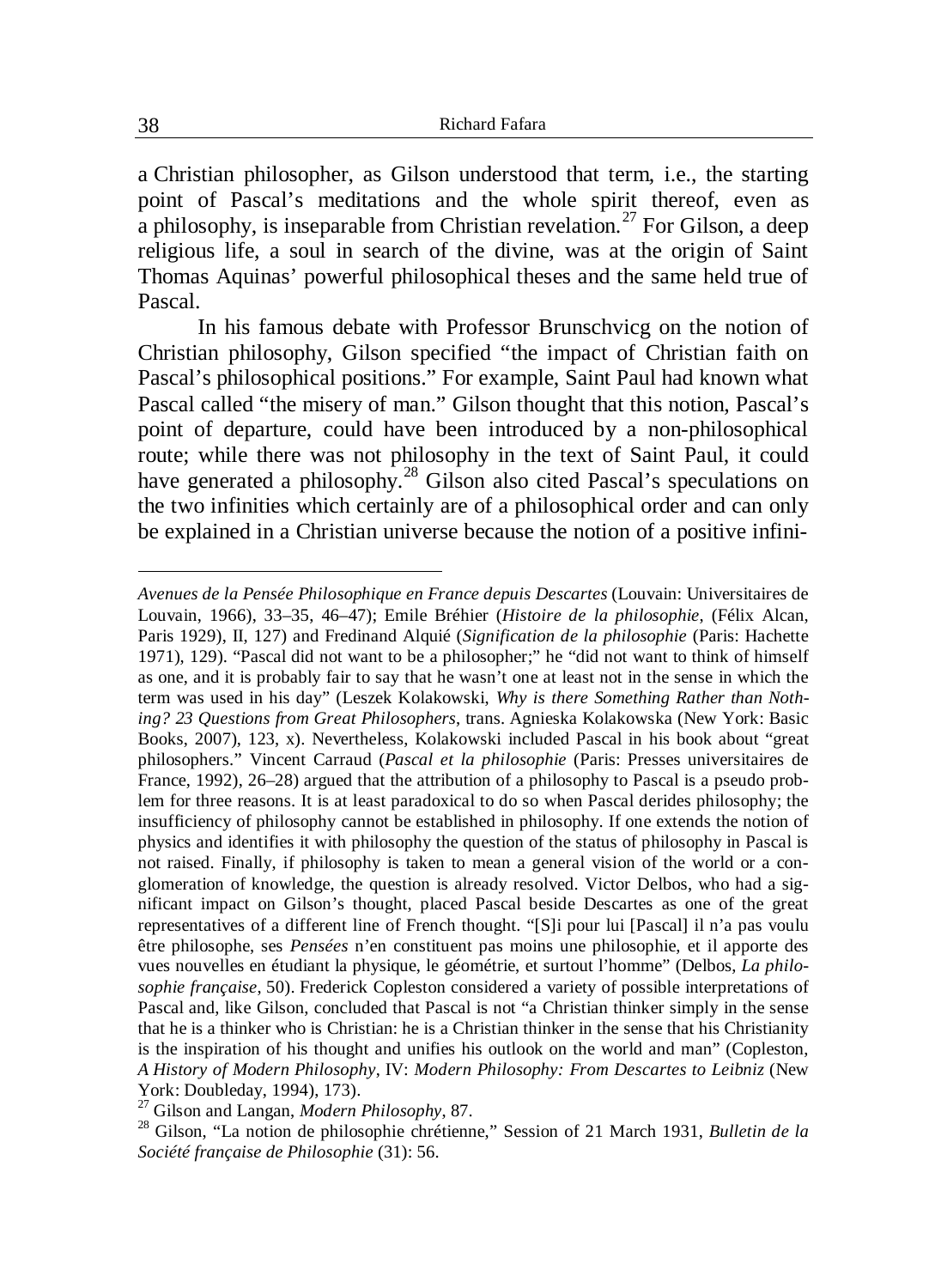a Christian philosopher, as Gilson understood that term, i.e., the starting point of Pascal's meditations and the whole spirit thereof, even as a philosophy, is inseparable from Christian revelation.[27] For Gilson, a deep religious life, a soul in search of the divine, was at the origin of Saint Thomas Aquinas' powerful philosophical theses and the same held true of Pascal.

In his famous debate with Professor Brunschvicg on the notion of Christian philosophy, Gilson specified "the impact of Christian faith on Pascal's philosophical positions." For example, Saint Paul had known what Pascal called "the misery of man." Gilson thought that this notion, Pascal's point of departure, could have been introduced by a non-philosophical route; while there was not philosophy in the text of Saint Paul, it could have generated a philosophy.[28] Gilson also cited Pascal's speculations on the two infinities which certainly are of a philosophical order and can only be explained in a Christian universe because the notion of a positive infini-

---

*Avenues de la Pensée Philosophique en France depuis Descartes* (Louvain: Universitaires de Louvain, 1966), 33–35, 46–47); Emile Bréhier (*Histoire de la philosophie*, (Félix Alcan, Paris 1929), II, 127) and Fredinand Alquié (*Signification de la philosophie* (Paris: Hachette 1971), 129). "Pascal did not want to be a philosopher;" he "did not want to think of himself as one, and it is probably fair to say that he wasn't one at least not in the sense in which the term was used in his day" (Leszek Kolakowski, *Why is there Something Rather than Nothing? 23 Questions from Great Philosophers*, trans. Agnieska Kolakowska (New York: Basic Books, 2007), 123, x). Nevertheless, Kolakowski included Pascal in his book about "great philosophers." Vincent Carraud (*Pascal et la philosophie* (Paris: Presses universitaires de France, 1992), 26–28) argued that the attribution of a philosophy to Pascal is a pseudo problem for three reasons. It is at least paradoxical to do so when Pascal derides philosophy; the insufficiency of philosophy cannot be established in philosophy. If one extends the notion of physics and identifies it with philosophy the question of the status of philosophy in Pascal is not raised. Finally, if philosophy is taken to mean a general vision of the world or a conglomeration of knowledge, the question is already resolved. Victor Delbos, who had a significant impact on Gilson's thought, placed Pascal beside Descartes as one of the great representatives of a different line of French thought. "[S]i pour lui [Pascal] il n'a pas voulu être philosophe, ses *Pensées* n'en constituent pas moins une philosophie, et il apporte des vues nouvelles en étudiant la physique, le géométrie, et surtout l'homme" (Delbos, *La philosophie française*, 50). Frederick Copleston considered a variety of possible interpretations of Pascal and, like Gilson, concluded that Pascal is not "a Christian thinker simply in the sense that he is a thinker who is Christian: he is a Christian thinker in the sense that his Christianity is the inspiration of his thought and unifies his outlook on the world and man" (Copleston, *A History of Modern Philosophy*, IV: *Modern Philosophy: From Descartes to Leibniz* (New York: Doubleday, 1994), 173).

[27] Gilson and Langan, *Modern Philosophy*, 87.

[28] Gilson, "La notion de philosophie chrétienne," Session of 21 March 1931, *Bulletin de la Société française de Philosophie* (31): 56.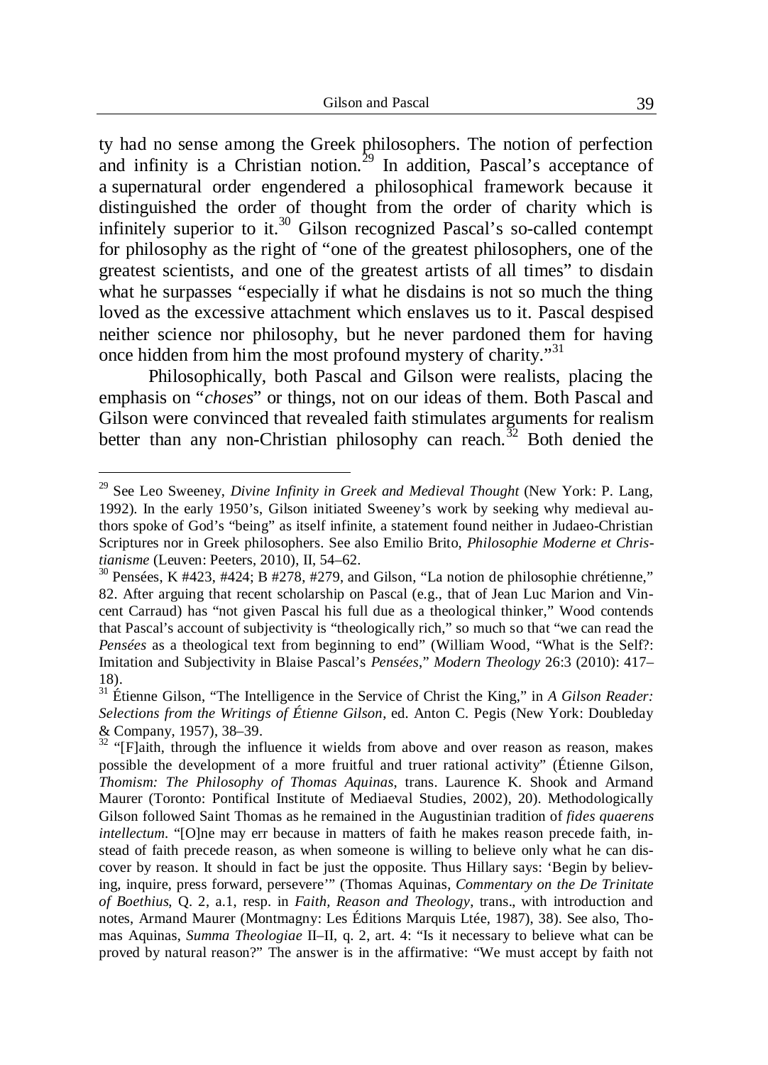ty had no sense among the Greek philosophers. The notion of perfection and infinity is a Christian notion.[29] In addition, Pascal's acceptance of a supernatural order engendered a philosophical framework because it distinguished the order of thought from the order of charity which is infinitely superior to it.[30] Gilson recognized Pascal's so-called contempt for philosophy as the right of "one of the greatest philosophers, one of the greatest scientists, and one of the greatest artists of all times" to disdain what he surpasses "especially if what he disdains is not so much the thing loved as the excessive attachment which enslaves us to it. Pascal despised neither science nor philosophy, but he never pardoned them for having once hidden from him the most profound mystery of charity."[31]

Philosophically, both Pascal and Gilson were realists, placing the emphasis on "*choses*" or things, not on our ideas of them. Both Pascal and Gilson were convinced that revealed faith stimulates arguments for realism better than any non-Christian philosophy can reach.[32] Both denied the

---

[29] See Leo Sweeney, *Divine Infinity in Greek and Medieval Thought* (New York: P. Lang, 1992). In the early 1950's, Gilson initiated Sweeney's work by seeking why medieval authors spoke of God's "being" as itself infinite, a statement found neither in Judaeo-Christian Scriptures nor in Greek philosophers. See also Emilio Brito, *Philosophie Moderne et Christianisme* (Leuven: Peeters, 2010), II, 54–62.

[30] Pensées, K #423, #424; B #278, #279, and Gilson, "La notion de philosophie chrétienne," 82. After arguing that recent scholarship on Pascal (e.g., that of Jean Luc Marion and Vincent Carraud) has "not given Pascal his full due as a theological thinker," Wood contends that Pascal's account of subjectivity is "theologically rich," so much so that "we can read the *Pensées* as a theological text from beginning to end" (William Wood, "What is the Self?: Imitation and Subjectivity in Blaise Pascal's *Pensées*," *Modern Theology* 26:3 (2010): 417–18).

[31] Étienne Gilson, "The Intelligence in the Service of Christ the King," in *A Gilson Reader: Selections from the Writings of Étienne Gilson*, ed. Anton C. Pegis (New York: Doubleday & Company, 1957), 38–39.

[32] "[F]aith, through the influence it wields from above and over reason as reason, makes possible the development of a more fruitful and truer rational activity" (Étienne Gilson, *Thomism: The Philosophy of Thomas Aquinas*, trans. Laurence K. Shook and Armand Maurer (Toronto: Pontifical Institute of Mediaeval Studies, 2002), 20). Methodologically Gilson followed Saint Thomas as he remained in the Augustinian tradition of *fides quaerens intellectum*. "[O]ne may err because in matters of faith he makes reason precede faith, instead of faith precede reason, as when someone is willing to believe only what he can discover by reason. It should in fact be just the opposite. Thus Hillary says: 'Begin by believing, inquire, press forward, persevere'" (Thomas Aquinas, *Commentary on the De Trinitate of Boethius*, Q. 2, a.1, resp. in *Faith, Reason and Theology*, trans., with introduction and notes, Armand Maurer (Montmagny: Les Éditions Marquis Ltée, 1987), 38). See also, Thomas Aquinas, *Summa Theologiae* II–II, q. 2, art. 4: "Is it necessary to believe what can be proved by natural reason?" The answer is in the affirmative: "We must accept by faith not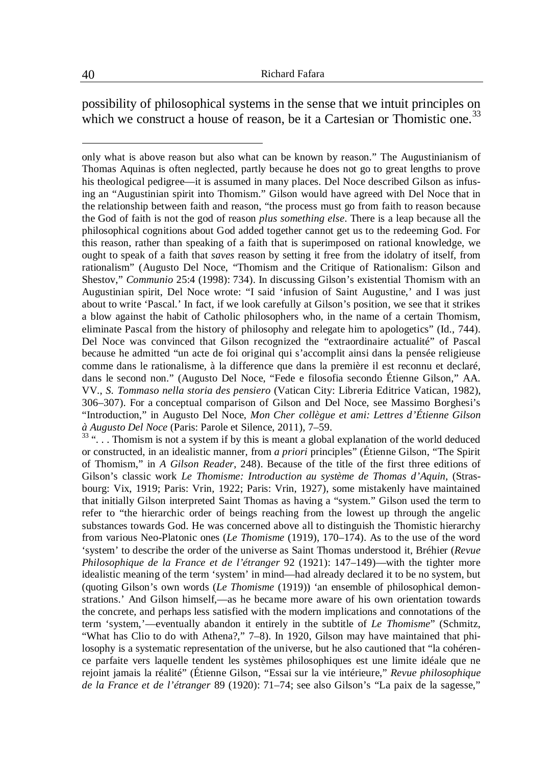possibility of philosophical systems in the sense that we intuit principles on which we construct a house of reason, be it a Cartesian or Thomistic one.[33]

---

only what is above reason but also what can be known by reason." The Augustinianism of Thomas Aquinas is often neglected, partly because he does not go to great lengths to prove his theological pedigree—it is assumed in many places. Del Noce described Gilson as infusing an "Augustinian spirit into Thomism." Gilson would have agreed with Del Noce that in the relationship between faith and reason, "the process must go from faith to reason because the God of faith is not the god of reason *plus something else*. There is a leap because all the philosophical cognitions about God added together cannot get us to the redeeming God. For this reason, rather than speaking of a faith that is superimposed on rational knowledge, we ought to speak of a faith that *saves* reason by setting it free from the idolatry of itself, from rationalism" (Augusto Del Noce, "Thomism and the Critique of Rationalism: Gilson and Shestov," *Communio* 25:4 (1998): 734). In discussing Gilson's existential Thomism with an Augustinian spirit, Del Noce wrote: "I said 'infusion of Saint Augustine,' and I was just about to write 'Pascal.' In fact, if we look carefully at Gilson's position, we see that it strikes a blow against the habit of Catholic philosophers who, in the name of a certain Thomism, eliminate Pascal from the history of philosophy and relegate him to apologetics" (Id., 744). Del Noce was convinced that Gilson recognized the "extraordinaire actualité" of Pascal because he admitted "un acte de foi original qui s'accomplit ainsi dans la pensée religieuse comme dans le rationalisme, à la difference que dans la première il est reconnu et declaré, dans le second non." (Augusto Del Noce, "Fede e filosofia secondo Étienne Gilson," AA. VV., *S. Tommaso nella storia des pensiero* (Vatican City: Libreria Editrice Vatican, 1982), 306–307). For a conceptual comparison of Gilson and Del Noce, see Massimo Borghesi's "Introduction," in Augusto Del Noce, *Mon Cher collègue et ami: Lettres d'Étienne Gilson à Augusto Del Noce* (Paris: Parole et Silence, 2011), 7–59.

[33] ". . . Thomism is not a system if by this is meant a global explanation of the world deduced or constructed, in an idealistic manner, from *a priori* principles" (Étienne Gilson, "The Spirit of Thomism," in *A Gilson Reader*, 248). Because of the title of the first three editions of Gilson's classic work *Le Thomisme: Introduction au système de Thomas d'Aquin*, (Strasbourg: Vix, 1919; Paris: Vrin, 1922; Paris: Vrin, 1927), some mistakenly have maintained that initially Gilson interpreted Saint Thomas as having a "system." Gilson used the term to refer to "the hierarchic order of beings reaching from the lowest up through the angelic substances towards God. He was concerned above all to distinguish the Thomistic hierarchy from various Neo-Platonic ones (*Le Thomisme* (1919), 170–174). As to the use of the word 'system' to describe the order of the universe as Saint Thomas understood it, Bréhier (*Revue Philosophique de la France et de l'étranger* 92 (1921): 147–149)—with the tighter more idealistic meaning of the term 'system' in mind—had already declared it to be no system, but (quoting Gilson's own words (*Le Thomisme* (1919)) 'an ensemble of philosophical demonstrations.' And Gilson himself,—as he became more aware of his own orientation towards the concrete, and perhaps less satisfied with the modern implications and connotations of the term 'system,'—eventually abandon it entirely in the subtitle of *Le Thomisme*" (Schmitz, "What has Clio to do with Athena?," 7–8). In 1920, Gilson may have maintained that philosophy is a systematic representation of the universe, but he also cautioned that "la cohérence parfaite vers laquelle tendent les systèmes philosophiques est une limite idéale que ne rejoint jamais la réalité" (Étienne Gilson, "Essai sur la vie intérieure," *Revue philosophique de la France et de l'étranger* 89 (1920): 71–74; see also Gilson's "La paix de la sagesse,"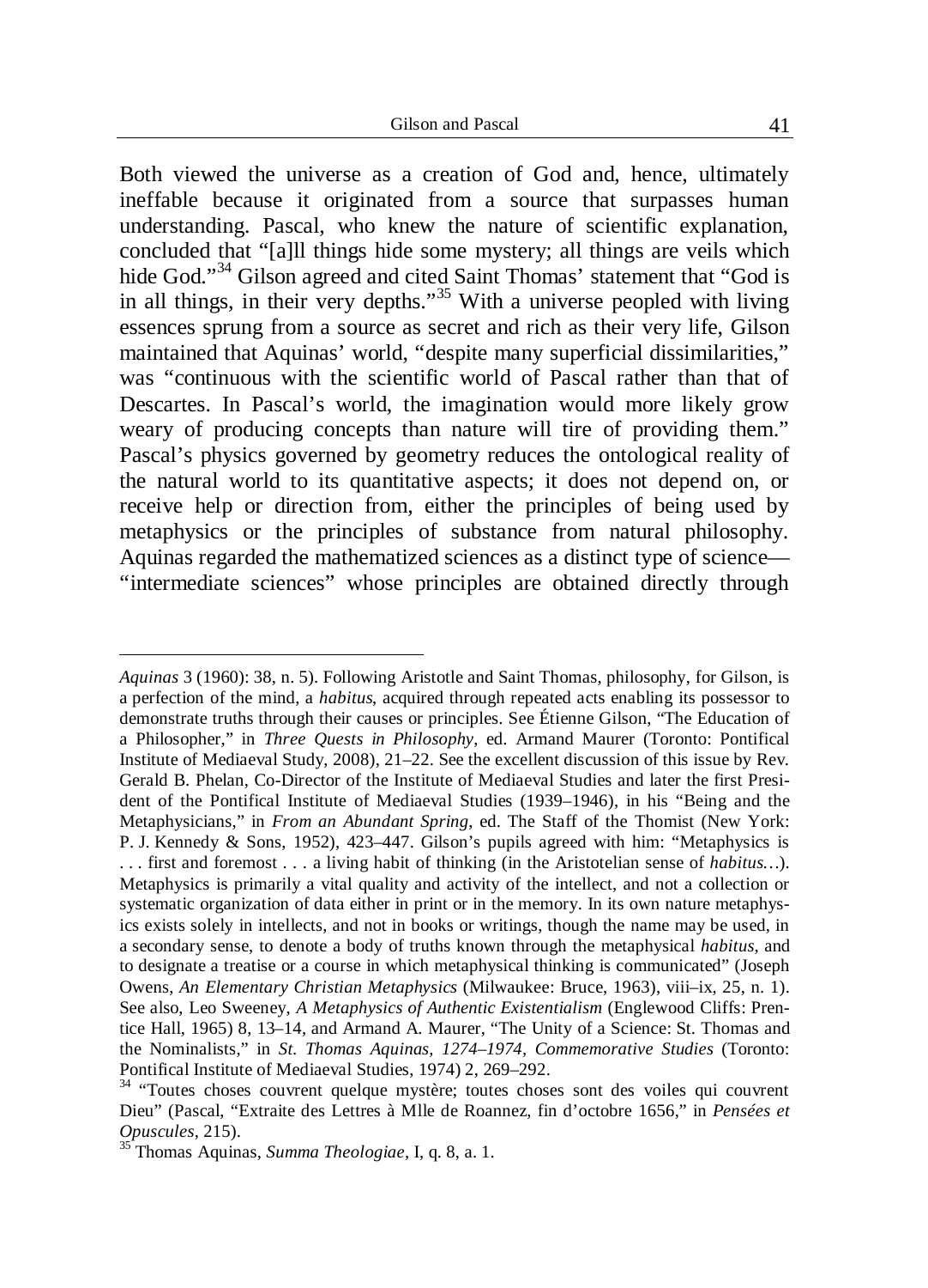Both viewed the universe as a creation of God and, hence, ultimately ineffable because it originated from a source that surpasses human understanding. Pascal, who knew the nature of scientific explanation, concluded that "[a]ll things hide some mystery; all things are veils which hide God."[34] Gilson agreed and cited Saint Thomas' statement that "God is in all things, in their very depths."[35] With a universe peopled with living essences sprung from a source as secret and rich as their very life, Gilson maintained that Aquinas' world, "despite many superficial dissimilarities," was "continuous with the scientific world of Pascal rather than that of Descartes. In Pascal's world, the imagination would more likely grow weary of producing concepts than nature will tire of providing them." Pascal's physics governed by geometry reduces the ontological reality of the natural world to its quantitative aspects; it does not depend on, or receive help or direction from, either the principles of being used by metaphysics or the principles of substance from natural philosophy. Aquinas regarded the mathematized sciences as a distinct type of science—"intermediate sciences" whose principles are obtained directly through

---

*Aquinas* 3 (1960): 38, n. 5). Following Aristotle and Saint Thomas, philosophy, for Gilson, is a perfection of the mind, a *habitus*, acquired through repeated acts enabling its possessor to demonstrate truths through their causes or principles. See Étienne Gilson, "The Education of a Philosopher," in *Three Quests in Philosophy*, ed. Armand Maurer (Toronto: Pontifical Institute of Mediaeval Study, 2008), 21–22. See the excellent discussion of this issue by Rev. Gerald B. Phelan, Co-Director of the Institute of Mediaeval Studies and later the first President of the Pontifical Institute of Mediaeval Studies (1939–1946), in his "Being and the Metaphysicians," in *From an Abundant Spring*, ed. The Staff of the Thomist (New York: P. J. Kennedy & Sons, 1952), 423–447. Gilson's pupils agreed with him: "Metaphysics is . . . first and foremost . . . a living habit of thinking (in the Aristotelian sense of *habitus*…). Metaphysics is primarily a vital quality and activity of the intellect, and not a collection or systematic organization of data either in print or in the memory. In its own nature metaphysics exists solely in intellects, and not in books or writings, though the name may be used, in a secondary sense, to denote a body of truths known through the metaphysical *habitus*, and to designate a treatise or a course in which metaphysical thinking is communicated" (Joseph Owens, *An Elementary Christian Metaphysics* (Milwaukee: Bruce, 1963), viii–ix, 25, n. 1). See also, Leo Sweeney, *A Metaphysics of Authentic Existentialism* (Englewood Cliffs: Prentice Hall, 1965) 8, 13–14, and Armand A. Maurer, "The Unity of a Science: St. Thomas and the Nominalists," in *St. Thomas Aquinas, 1274–1974, Commemorative Studies* (Toronto: Pontifical Institute of Mediaeval Studies, 1974) 2, 269–292.

[34] "Toutes choses couvrent quelque mystère; toutes choses sont des voiles qui couvrent Dieu" (Pascal, "Extraite des Lettres à Mlle de Roannez, fin d'octobre 1656," in *Pensées et Opuscules*, 215).

[35] Thomas Aquinas, *Summa Theologiae*, I, q. 8, a. 1.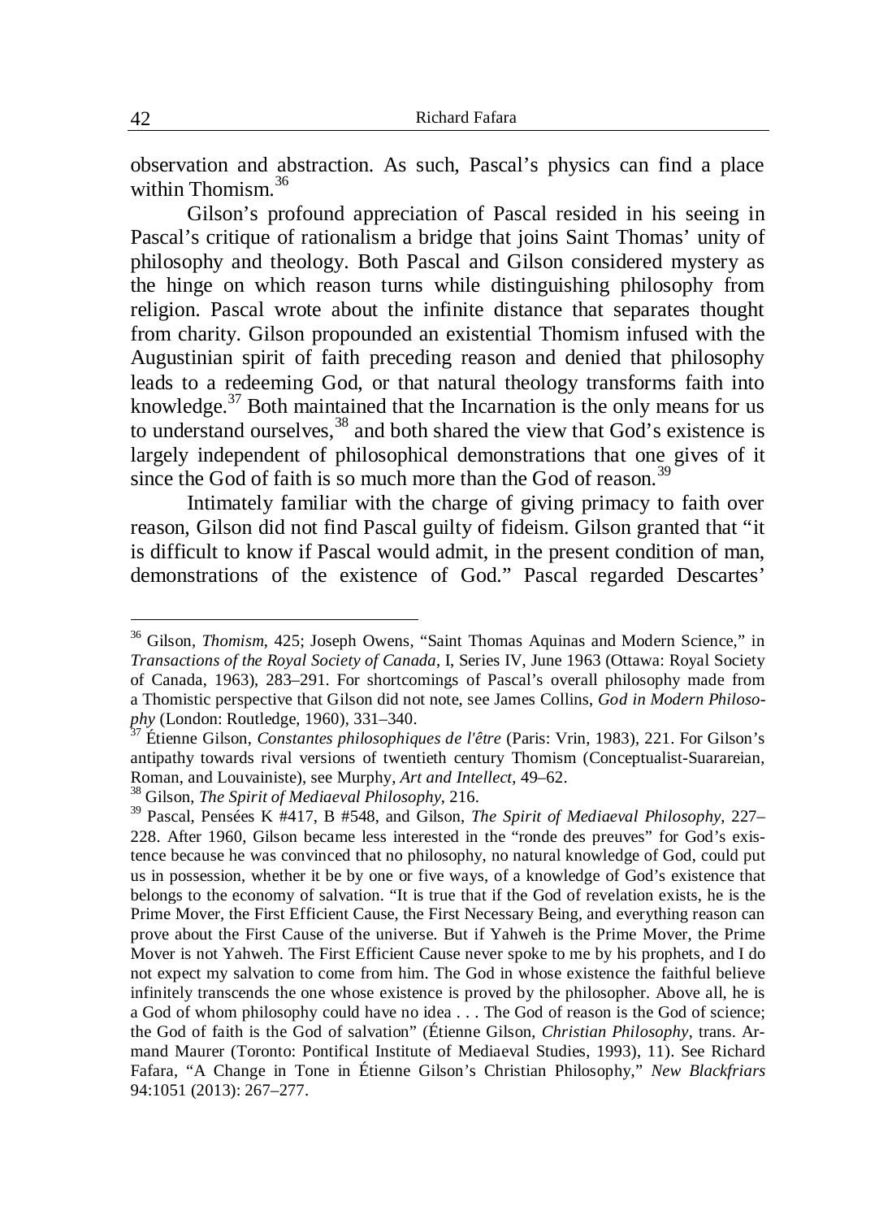observation and abstraction. As such, Pascal's physics can find a place within Thomism.[36]

Gilson's profound appreciation of Pascal resided in his seeing in Pascal's critique of rationalism a bridge that joins Saint Thomas' unity of philosophy and theology. Both Pascal and Gilson considered mystery as the hinge on which reason turns while distinguishing philosophy from religion. Pascal wrote about the infinite distance that separates thought from charity. Gilson propounded an existential Thomism infused with the Augustinian spirit of faith preceding reason and denied that philosophy leads to a redeeming God, or that natural theology transforms faith into knowledge.[37] Both maintained that the Incarnation is the only means for us to understand ourselves,[38] and both shared the view that God's existence is largely independent of philosophical demonstrations that one gives of it since the God of faith is so much more than the God of reason.[39]

Intimately familiar with the charge of giving primacy to faith over reason, Gilson did not find Pascal guilty of fideism. Gilson granted that "it is difficult to know if Pascal would admit, in the present condition of man, demonstrations of the existence of God." Pascal regarded Descartes'

---

[36] Gilson, *Thomism*, 425; Joseph Owens, "Saint Thomas Aquinas and Modern Science," in *Transactions of the Royal Society of Canada*, I, Series IV, June 1963 (Ottawa: Royal Society of Canada, 1963), 283–291. For shortcomings of Pascal's overall philosophy made from a Thomistic perspective that Gilson did not note, see James Collins, *God in Modern Philosophy* (London: Routledge, 1960), 331–340.

[37] Étienne Gilson, *Constantes philosophiques de l'être* (Paris: Vrin, 1983), 221. For Gilson's antipathy towards rival versions of twentieth century Thomism (Conceptualist-Suarareian, Roman, and Louvainiste), see Murphy, *Art and Intellect*, 49–62.

[38] Gilson, *The Spirit of Mediaeval Philosophy*, 216.

[39] Pascal, Pensées K #417, B #548, and Gilson, *The Spirit of Mediaeval Philosophy*, 227–228. After 1960, Gilson became less interested in the "ronde des preuves" for God's existence because he was convinced that no philosophy, no natural knowledge of God, could put us in possession, whether it be by one or five ways, of a knowledge of God's existence that belongs to the economy of salvation. "It is true that if the God of revelation exists, he is the Prime Mover, the First Efficient Cause, the First Necessary Being, and everything reason can prove about the First Cause of the universe. But if Yahweh is the Prime Mover, the Prime Mover is not Yahweh. The First Efficient Cause never spoke to me by his prophets, and I do not expect my salvation to come from him. The God in whose existence the faithful believe infinitely transcends the one whose existence is proved by the philosopher. Above all, he is a God of whom philosophy could have no idea . . . The God of reason is the God of science; the God of faith is the God of salvation" (Étienne Gilson, *Christian Philosophy*, trans. Armand Maurer (Toronto: Pontifical Institute of Mediaeval Studies, 1993), 11). See Richard Fafara, "A Change in Tone in Étienne Gilson's Christian Philosophy," *New Blackfriars* 94:1051 (2013): 267–277.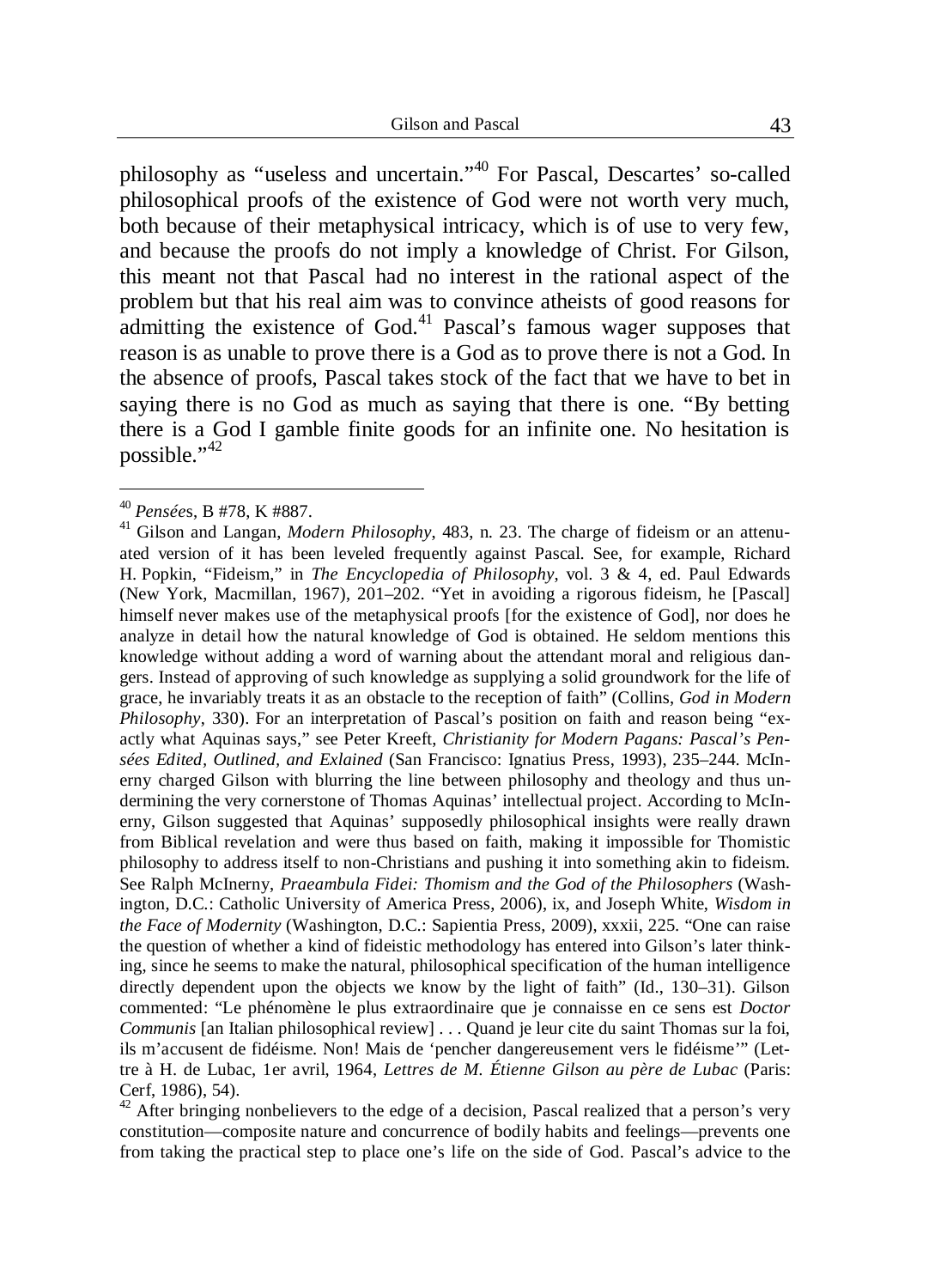philosophy as "useless and uncertain."[40] For Pascal, Descartes' so-called philosophical proofs of the existence of God were not worth very much, both because of their metaphysical intricacy, which is of use to very few, and because the proofs do not imply a knowledge of Christ. For Gilson, this meant not that Pascal had no interest in the rational aspect of the problem but that his real aim was to convince atheists of good reasons for admitting the existence of God.[41] Pascal's famous wager supposes that reason is as unable to prove there is a God as to prove there is not a God. In the absence of proofs, Pascal takes stock of the fact that we have to bet in saying there is no God as much as saying that there is one. "By betting there is a God I gamble finite goods for an infinite one. No hesitation is possible."[42]

---

[40] *Pensée*s, B #78, K #887.

[41] Gilson and Langan, *Modern Philosophy*, 483, n. 23. The charge of fideism or an attenuated version of it has been leveled frequently against Pascal. See, for example, Richard H. Popkin, "Fideism," in *The Encyclopedia of Philosophy*, vol. 3 & 4, ed. Paul Edwards (New York, Macmillan, 1967), 201–202. "Yet in avoiding a rigorous fideism, he [Pascal] himself never makes use of the metaphysical proofs [for the existence of God], nor does he analyze in detail how the natural knowledge of God is obtained. He seldom mentions this knowledge without adding a word of warning about the attendant moral and religious dangers. Instead of approving of such knowledge as supplying a solid groundwork for the life of grace, he invariably treats it as an obstacle to the reception of faith" (Collins, *God in Modern Philosophy*, 330). For an interpretation of Pascal's position on faith and reason being "exactly what Aquinas says," see Peter Kreeft, *Christianity for Modern Pagans: Pascal's Pensées Edited, Outlined, and Exlained* (San Francisco: Ignatius Press, 1993), 235–244. McInerny charged Gilson with blurring the line between philosophy and theology and thus undermining the very cornerstone of Thomas Aquinas' intellectual project. According to McInerny, Gilson suggested that Aquinas' supposedly philosophical insights were really drawn from Biblical revelation and were thus based on faith, making it impossible for Thomistic philosophy to address itself to non-Christians and pushing it into something akin to fideism. See Ralph McInerny, *Praeambula Fidei: Thomism and the God of the Philosophers* (Washington, D.C.: Catholic University of America Press, 2006), ix, and Joseph White, *Wisdom in the Face of Modernity* (Washington, D.C.: Sapientia Press, 2009), xxxii, 225. "One can raise the question of whether a kind of fideistic methodology has entered into Gilson's later thinking, since he seems to make the natural, philosophical specification of the human intelligence directly dependent upon the objects we know by the light of faith" (Id., 130–31). Gilson commented: "Le phénomène le plus extraordinaire que je connaisse en ce sens est *Doctor Communis* [an Italian philosophical review] . . . Quand je leur cite du saint Thomas sur la foi, ils m'accusent de fidéisme. Non! Mais de 'pencher dangereusement vers le fidéisme'" (Lettre à H. de Lubac, 1er avril, 1964, *Lettres de M. Étienne Gilson au père de Lubac* (Paris: Cerf, 1986), 54).

[42] After bringing nonbelievers to the edge of a decision, Pascal realized that a person's very constitution—composite nature and concurrence of bodily habits and feelings—prevents one from taking the practical step to place one's life on the side of God. Pascal's advice to the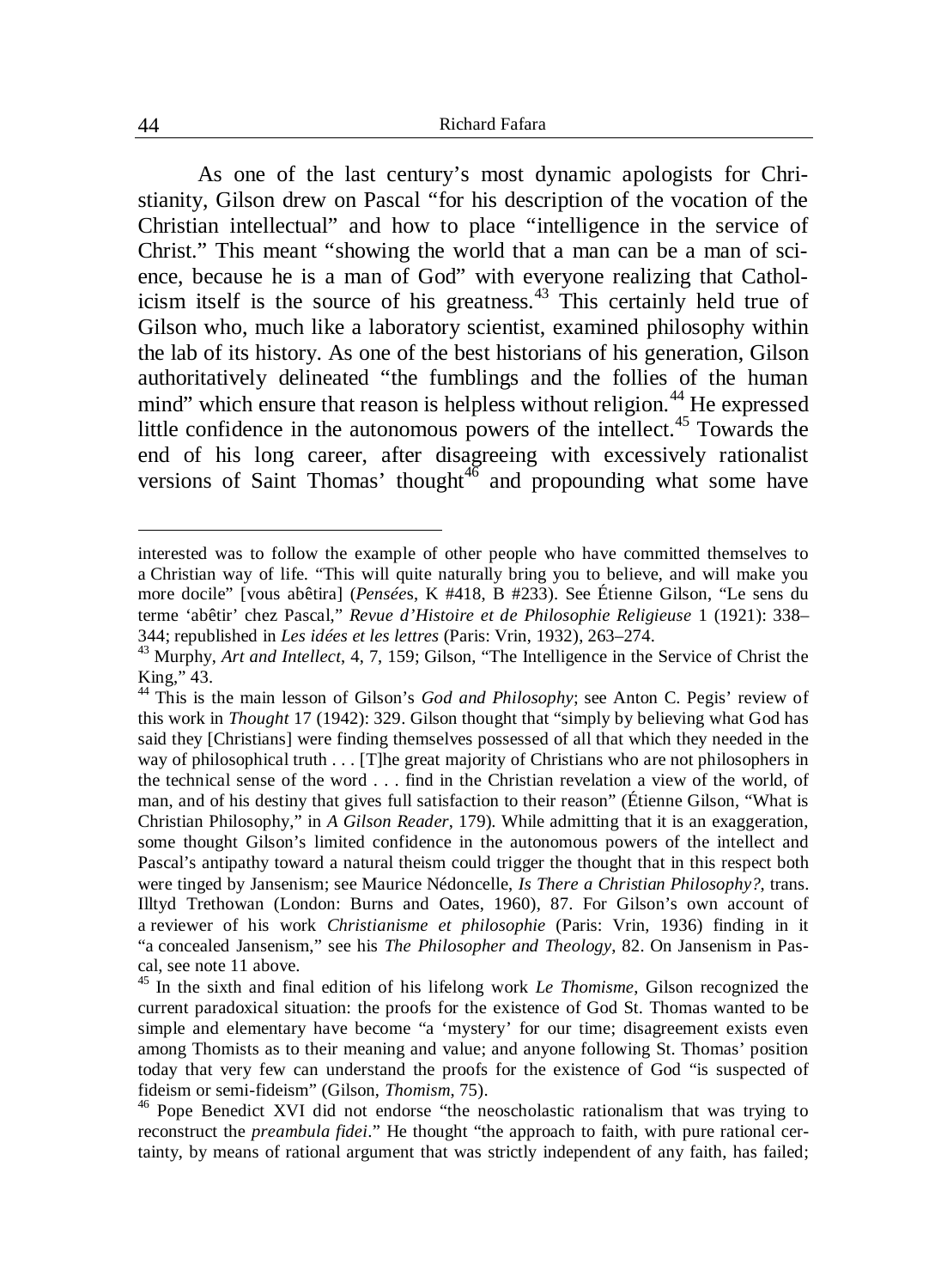As one of the last century's most dynamic apologists for Christianity, Gilson drew on Pascal "for his description of the vocation of the Christian intellectual" and how to place "intelligence in the service of Christ." This meant "showing the world that a man can be a man of science, because he is a man of God" with everyone realizing that Catholicism itself is the source of his greatness.[43] This certainly held true of Gilson who, much like a laboratory scientist, examined philosophy within the lab of its history. As one of the best historians of his generation, Gilson authoritatively delineated "the fumblings and the follies of the human mind" which ensure that reason is helpless without religion.[44] He expressed little confidence in the autonomous powers of the intellect.[45] Towards the end of his long career, after disagreeing with excessively rationalist versions of Saint Thomas' thought[46] and propounding what some have

---

interested was to follow the example of other people who have committed themselves to a Christian way of life. "This will quite naturally bring you to believe, and will make you more docile" [vous abêtira] (*Pensées*, K #418, B #233). See Étienne Gilson, "Le sens du terme 'abêtir' chez Pascal," *Revue d'Histoire et de Philosophie Religieuse* 1 (1921): 338–344; republished in *Les idées et les lettres* (Paris: Vrin, 1932), 263–274.

[43] Murphy, *Art and Intellect*, 4, 7, 159; Gilson, "The Intelligence in the Service of Christ the King," 43.

[44] This is the main lesson of Gilson's *God and Philosophy*; see Anton C. Pegis' review of this work in *Thought* 17 (1942): 329. Gilson thought that "simply by believing what God has said they [Christians] were finding themselves possessed of all that which they needed in the way of philosophical truth . . . [T]he great majority of Christians who are not philosophers in the technical sense of the word . . . find in the Christian revelation a view of the world, of man, and of his destiny that gives full satisfaction to their reason" (Étienne Gilson, "What is Christian Philosophy," in *A Gilson Reader*, 179). While admitting that it is an exaggeration, some thought Gilson's limited confidence in the autonomous powers of the intellect and Pascal's antipathy toward a natural theism could trigger the thought that in this respect both were tinged by Jansenism; see Maurice Nédoncelle, *Is There a Christian Philosophy?*, trans. Illtyd Trethowan (London: Burns and Oates, 1960), 87. For Gilson's own account of a reviewer of his work *Christianisme et philosophie* (Paris: Vrin, 1936) finding in it "a concealed Jansenism," see his *The Philosopher and Theology*, 82. On Jansenism in Pascal, see note 11 above.

[45] In the sixth and final edition of his lifelong work *Le Thomisme*, Gilson recognized the current paradoxical situation: the proofs for the existence of God St. Thomas wanted to be simple and elementary have become "a 'mystery' for our time; disagreement exists even among Thomists as to their meaning and value; and anyone following St. Thomas' position today that very few can understand the proofs for the existence of God "is suspected of fideism or semi-fideism" (Gilson, *Thomism*, 75).

[46] Pope Benedict XVI did not endorse "the neoscholastic rationalism that was trying to reconstruct the *preambula fidei*." He thought "the approach to faith, with pure rational certainty, by means of rational argument that was strictly independent of any faith, has failed;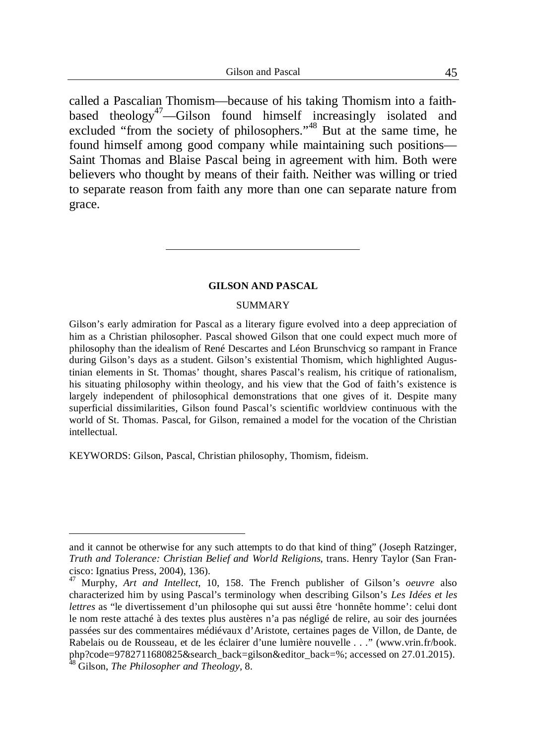called a Pascalian Thomism—because of his taking Thomism into a faith-based theology[47]—Gilson found himself increasingly isolated and excluded "from the society of philosophers."[48] But at the same time, he found himself among good company while maintaining such positions—Saint Thomas and Blaise Pascal being in agreement with him. Both were believers who thought by means of their faith. Neither was willing or tried to separate reason from faith any more than one can separate nature from grace.

---

**GILSON AND PASCAL**

SUMMARY

Gilson's early admiration for Pascal as a literary figure evolved into a deep appreciation of him as a Christian philosopher. Pascal showed Gilson that one could expect much more of philosophy than the idealism of René Descartes and Léon Brunschvicg so rampant in France during Gilson's days as a student. Gilson's existential Thomism, which highlighted Augustinian elements in St. Thomas' thought, shares Pascal's realism, his critique of rationalism, his situating philosophy within theology, and his view that the God of faith's existence is largely independent of philosophical demonstrations that one gives of it. Despite many superficial dissimilarities, Gilson found Pascal's scientific worldview continuous with the world of St. Thomas. Pascal, for Gilson, remained a model for the vocation of the Christian intellectual.

KEYWORDS: Gilson, Pascal, Christian philosophy, Thomism, fideism.

---

and it cannot be otherwise for any such attempts to do that kind of thing" (Joseph Ratzinger, *Truth and Tolerance: Christian Belief and World Religions*, trans. Henry Taylor (San Francisco: Ignatius Press, 2004), 136).

[47] Murphy, *Art and Intellect*, 10, 158. The French publisher of Gilson's *oeuvre* also characterized him by using Pascal's terminology when describing Gilson's *Les Idées et les lettres* as "le divertissement d'un philosophe qui sut aussi être 'honnête homme': celui dont le nom reste attaché à des textes plus austères n'a pas négligé de relire, au soir des journées passées sur des commentaires médiévaux d'Aristote, certaines pages de Villon, de Dante, de Rabelais ou de Rousseau, et de les éclairer d'une lumière nouvelle . . ." (www.vrin.fr/book.php?code=9782711680825&search_back=gilson&editor_back=%; accessed on 27.01.2015).

[48] Gilson, *The Philosopher and Theology*, 8.